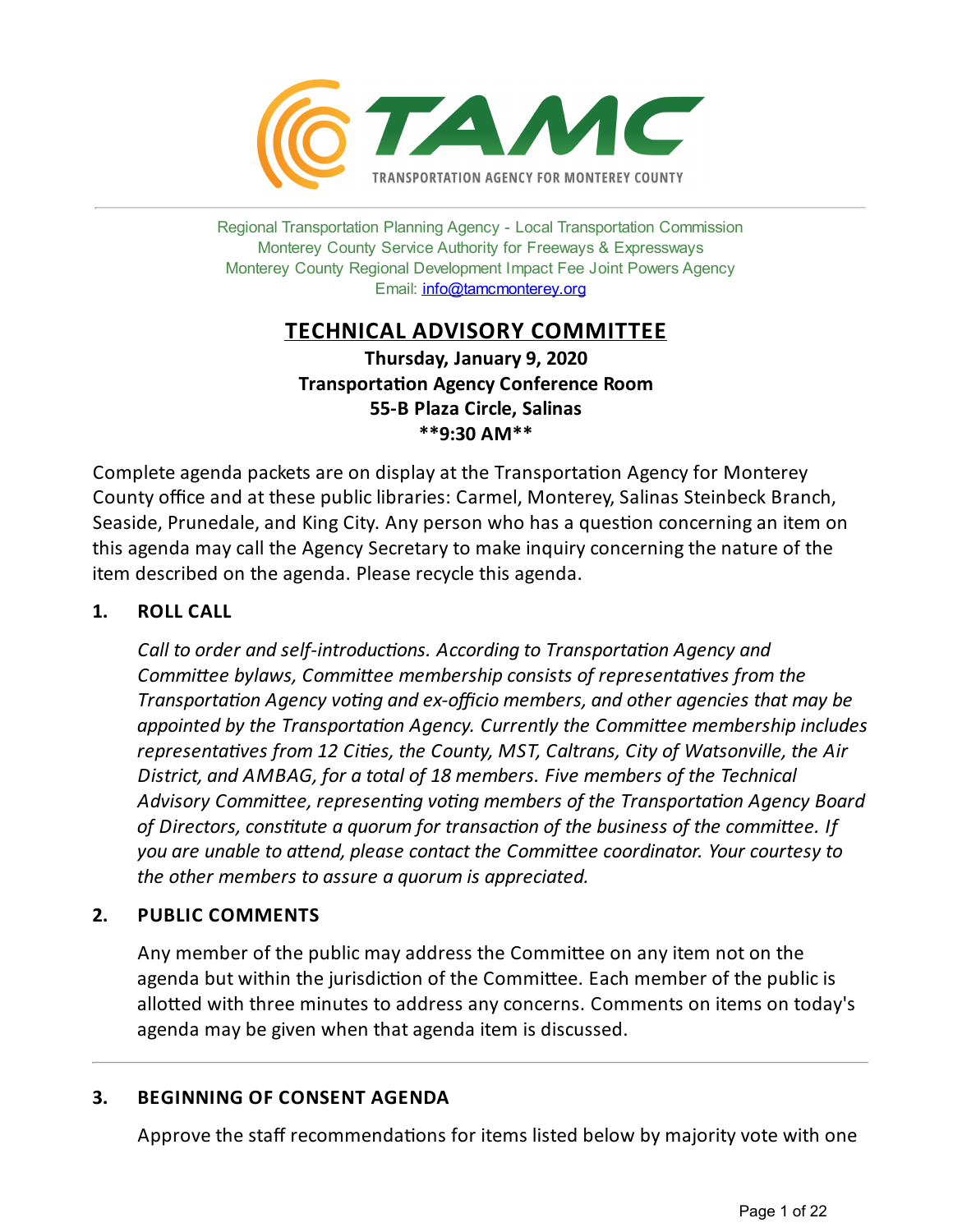TRANSPORTATION AGENCY FOR MONTEREY COUNTY

Regional Transportation Planning Agency - Local Transportation Commission
Monterey County Service Authority for Freeways & Expressways
Monterey County Regional Development Impact Fee Joint Powers Agency
Email: info@tamcmonterey.org

# TECHNICAL ADVISORY COMMITTEE

**Thursday, January 9, 2020**
**Transportation Agency Conference Room**
**55-B Plaza Circle, Salinas**
**\*\*9:30 AM\*\***

Complete agenda packets are on display at the Transportation Agency for Monterey County office and at these public libraries: Carmel, Monterey, Salinas Steinbeck Branch, Seaside, Prunedale, and King City. Any person who has a question concerning an item on this agenda may call the Agency Secretary to make inquiry concerning the nature of the item described on the agenda. Please recycle this agenda.

## 1. ROLL CALL

*Call to order and self-introductions. According to Transportation Agency and Committee bylaws, Committee membership consists of representatives from the Transportation Agency voting and ex-officio members, and other agencies that may be appointed by the Transportation Agency. Currently the Committee membership includes representatives from 12 Cities, the County, MST, Caltrans, City of Watsonville, the Air District, and AMBAG, for a total of 18 members. Five members of the Technical Advisory Committee, representing voting members of the Transportation Agency Board of Directors, constitute a quorum for transaction of the business of the committee. If you are unable to attend, please contact the Committee coordinator. Your courtesy to the other members to assure a quorum is appreciated.*

## 2. PUBLIC COMMENTS

Any member of the public may address the Committee on any item not on the agenda but within the jurisdiction of the Committee. Each member of the public is allotted with three minutes to address any concerns. Comments on items on today's agenda may be given when that agenda item is discussed.

---

## 3. BEGINNING OF CONSENT AGENDA

Approve the staff recommendations for items listed below by majority vote with one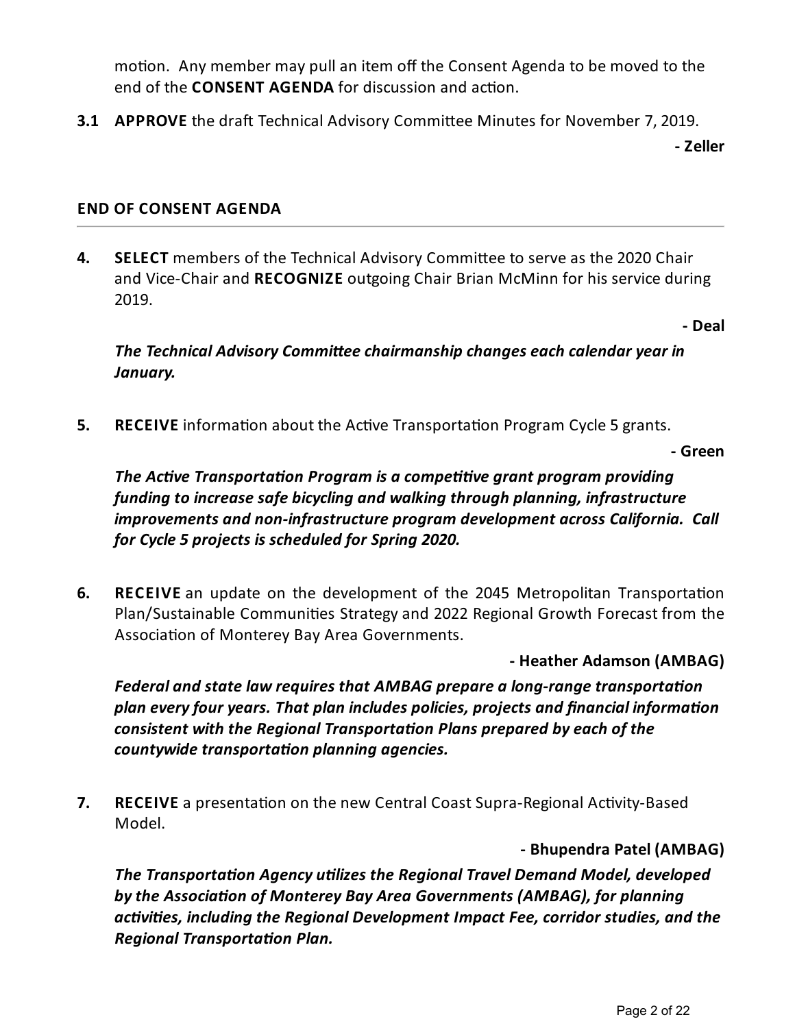motion. Any member may pull an item off the Consent Agenda to be moved to the end of the **CONSENT AGENDA** for discussion and action.

**3.1** **APPROVE** the draft Technical Advisory Committee Minutes for November 7, 2019.

**- Zeller**

**END OF CONSENT AGENDA**

---

**4.** **SELECT** members of the Technical Advisory Committee to serve as the 2020 Chair and Vice-Chair and **RECOGNIZE** outgoing Chair Brian McMinn for his service during 2019.

**- Deal**

***The Technical Advisory Committee chairmanship changes each calendar year in January.***

**5.** **RECEIVE** information about the Active Transportation Program Cycle 5 grants.

**- Green**

***The Active Transportation Program is a competitive grant program providing funding to increase safe bicycling and walking through planning, infrastructure improvements and non-infrastructure program development across California. Call for Cycle 5 projects is scheduled for Spring 2020.***

**6.** **RECEIVE** an update on the development of the 2045 Metropolitan Transportation Plan/Sustainable Communities Strategy and 2022 Regional Growth Forecast from the Association of Monterey Bay Area Governments.

**- Heather Adamson (AMBAG)**

***Federal and state law requires that AMBAG prepare a long-range transportation plan every four years. That plan includes policies, projects and financial information consistent with the Regional Transportation Plans prepared by each of the countywide transportation planning agencies.***

**7.** **RECEIVE** a presentation on the new Central Coast Supra-Regional Activity-Based Model.

**- Bhupendra Patel (AMBAG)**

***The Transportation Agency utilizes the Regional Travel Demand Model, developed by the Association of Monterey Bay Area Governments (AMBAG), for planning activities, including the Regional Development Impact Fee, corridor studies, and the Regional Transportation Plan.***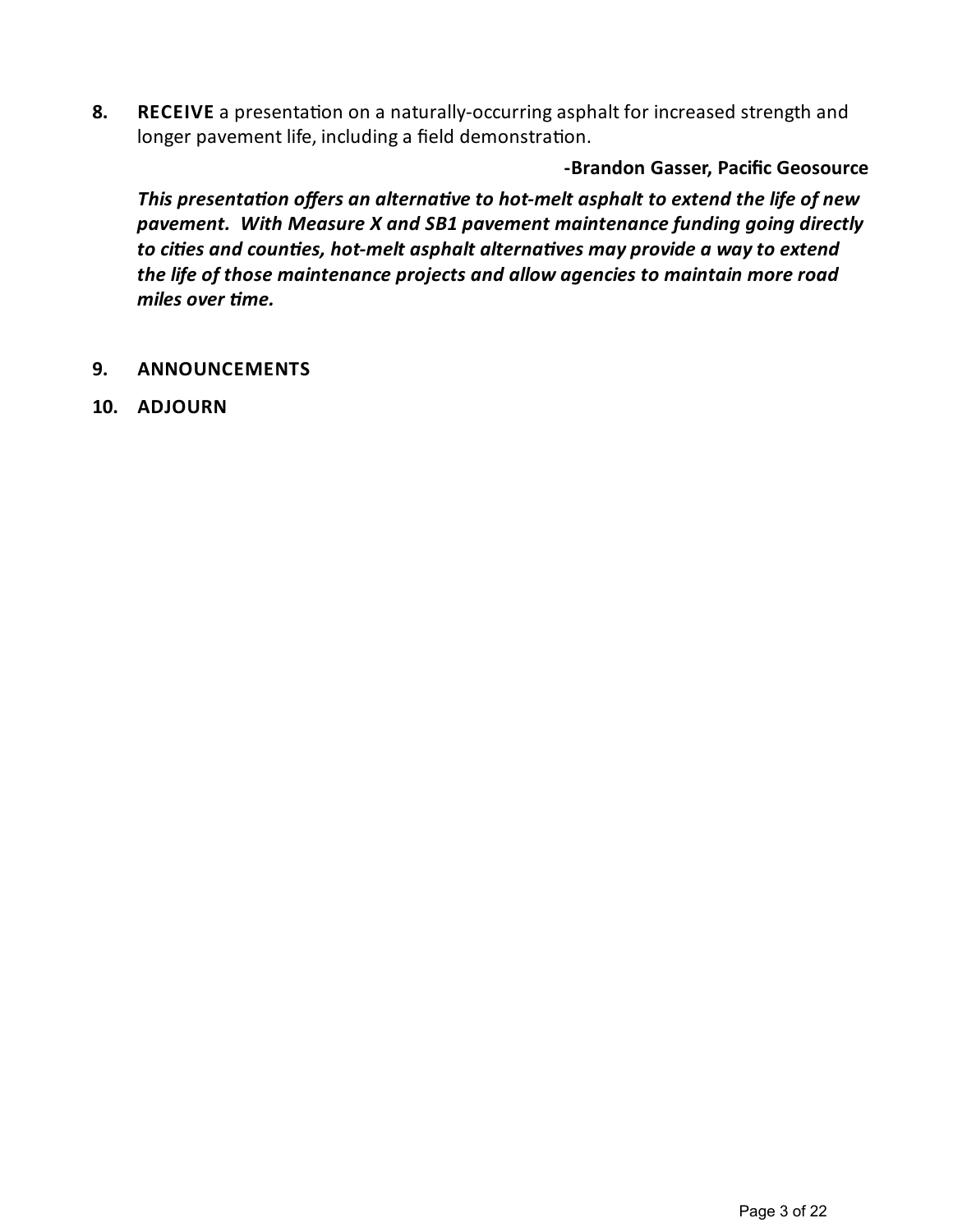8. **RECEIVE** a presentation on a naturally-occurring asphalt for increased strength and longer pavement life, including a field demonstration.

**-Brandon Gasser, Pacific Geosource**

***This presentation offers an alternative to hot-melt asphalt to extend the life of new pavement. With Measure X and SB1 pavement maintenance funding going directly to cities and counties, hot-melt asphalt alternatives may provide a way to extend the life of those maintenance projects and allow agencies to maintain more road miles over time.***

9. **ANNOUNCEMENTS**

10. **ADJOURN**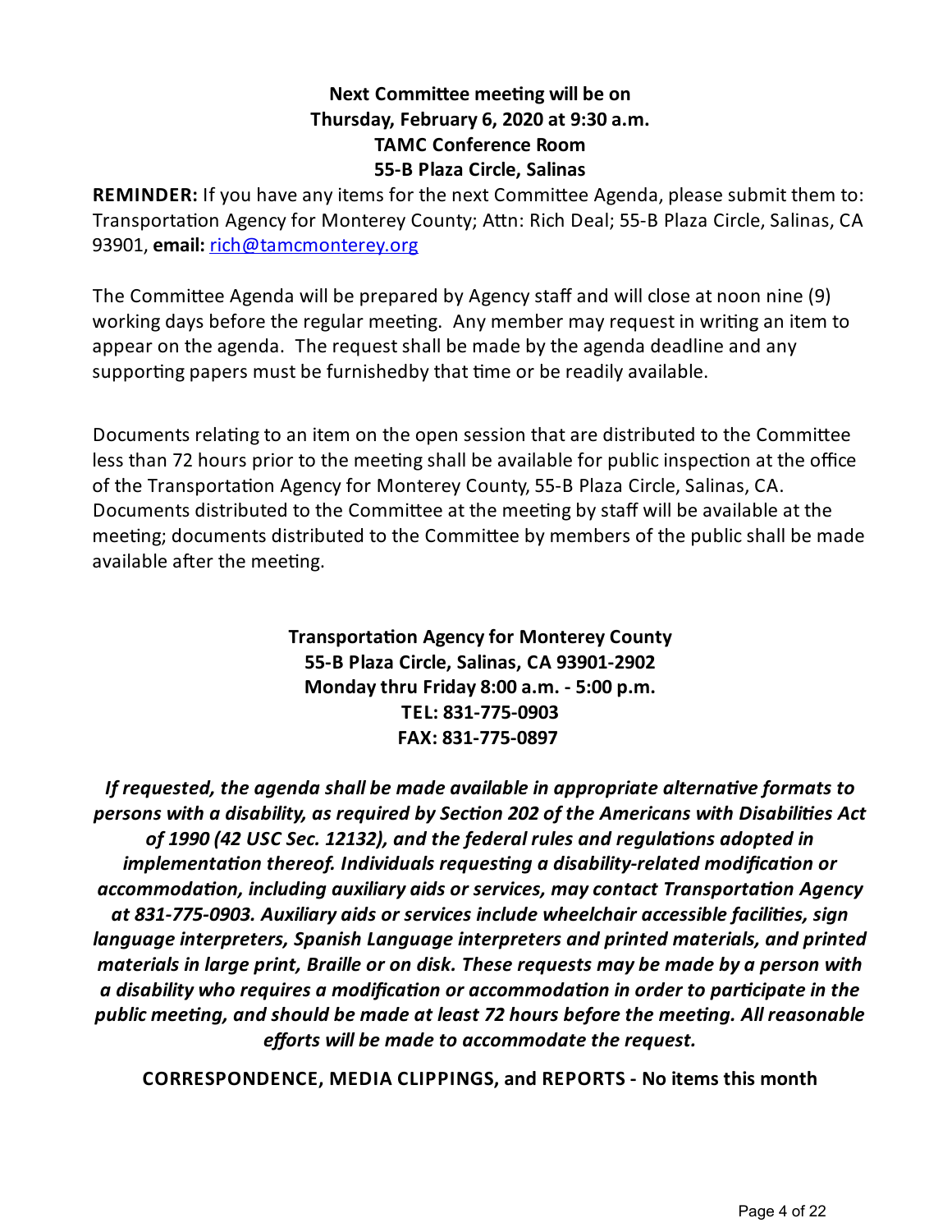**Next Committee meeting will be on**
**Thursday, February 6, 2020 at 9:30 a.m.**
**TAMC Conference Room**
**55-B Plaza Circle, Salinas**

**REMINDER:** If you have any items for the next Committee Agenda, please submit them to: Transportation Agency for Monterey County; Attn: Rich Deal; 55-B Plaza Circle, Salinas, CA 93901, **email:** rich@tamcmonterey.org

The Committee Agenda will be prepared by Agency staff and will close at noon nine (9) working days before the regular meeting. Any member may request in writing an item to appear on the agenda. The request shall be made by the agenda deadline and any supporting papers must be furnishedby that time or be readily available.

Documents relating to an item on the open session that are distributed to the Committee less than 72 hours prior to the meeting shall be available for public inspection at the office of the Transportation Agency for Monterey County, 55-B Plaza Circle, Salinas, CA. Documents distributed to the Committee at the meeting by staff will be available at the meeting; documents distributed to the Committee by members of the public shall be made available after the meeting.

**Transportation Agency for Monterey County**
**55-B Plaza Circle, Salinas, CA 93901-2902**
**Monday thru Friday 8:00 a.m. - 5:00 p.m.**
**TEL: 831-775-0903**
**FAX: 831-775-0897**

***If requested, the agenda shall be made available in appropriate alternative formats to persons with a disability, as required by Section 202 of the Americans with Disabilities Act of 1990 (42 USC Sec. 12132), and the federal rules and regulations adopted in implementation thereof. Individuals requesting a disability-related modification or accommodation, including auxiliary aids or services, may contact Transportation Agency at 831-775-0903. Auxiliary aids or services include wheelchair accessible facilities, sign language interpreters, Spanish Language interpreters and printed materials, and printed materials in large print, Braille or on disk. These requests may be made by a person with a disability who requires a modification or accommodation in order to participate in the public meeting, and should be made at least 72 hours before the meeting. All reasonable efforts will be made to accommodate the request.***

**CORRESPONDENCE, MEDIA CLIPPINGS, and REPORTS - No items this month**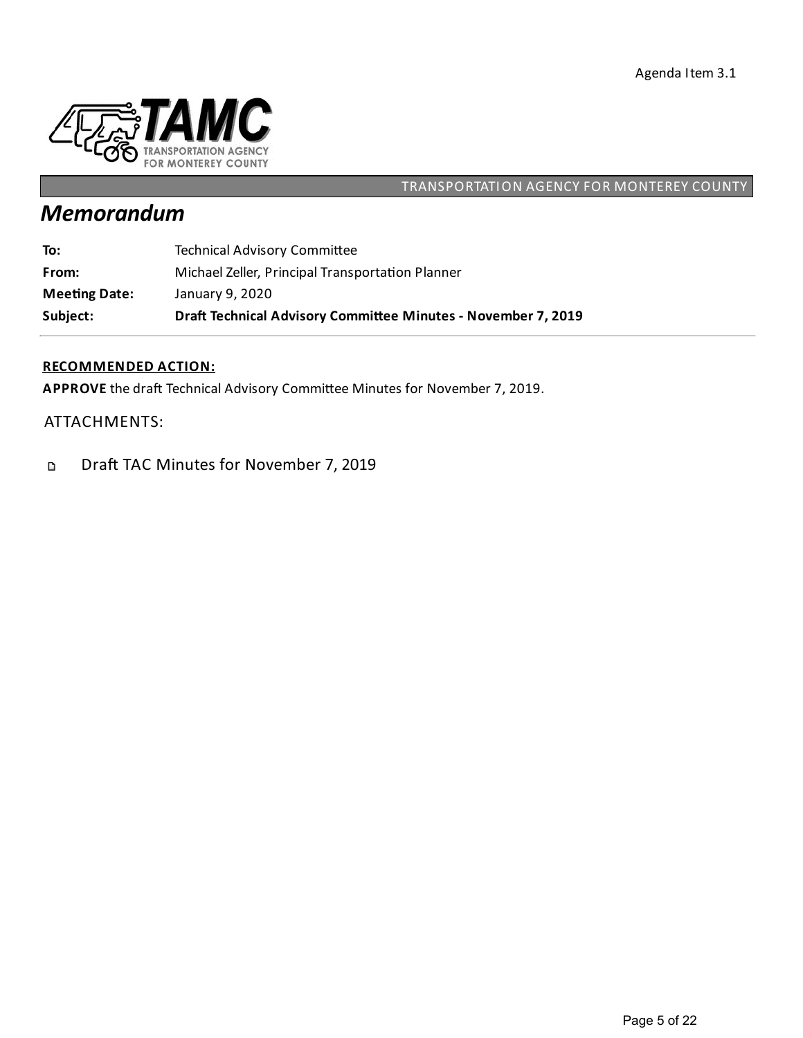Agenda Item 3.1

TRANSPORTATION AGENCY FOR MONTEREY COUNTY

# *Memorandum*

| | |
|---|---|
| **To:** | Technical Advisory Committee |
| **From:** | Michael Zeller, Principal Transportation Planner |
| **Meeting Date:** | January 9, 2020 |
| **Subject:** | **Draft Technical Advisory Committee Minutes - November 7, 2019** |

**RECOMMENDED ACTION:**

**APPROVE** the draft Technical Advisory Committee Minutes for November 7, 2019.

ATTACHMENTS:

- Draft TAC Minutes for November 7, 2019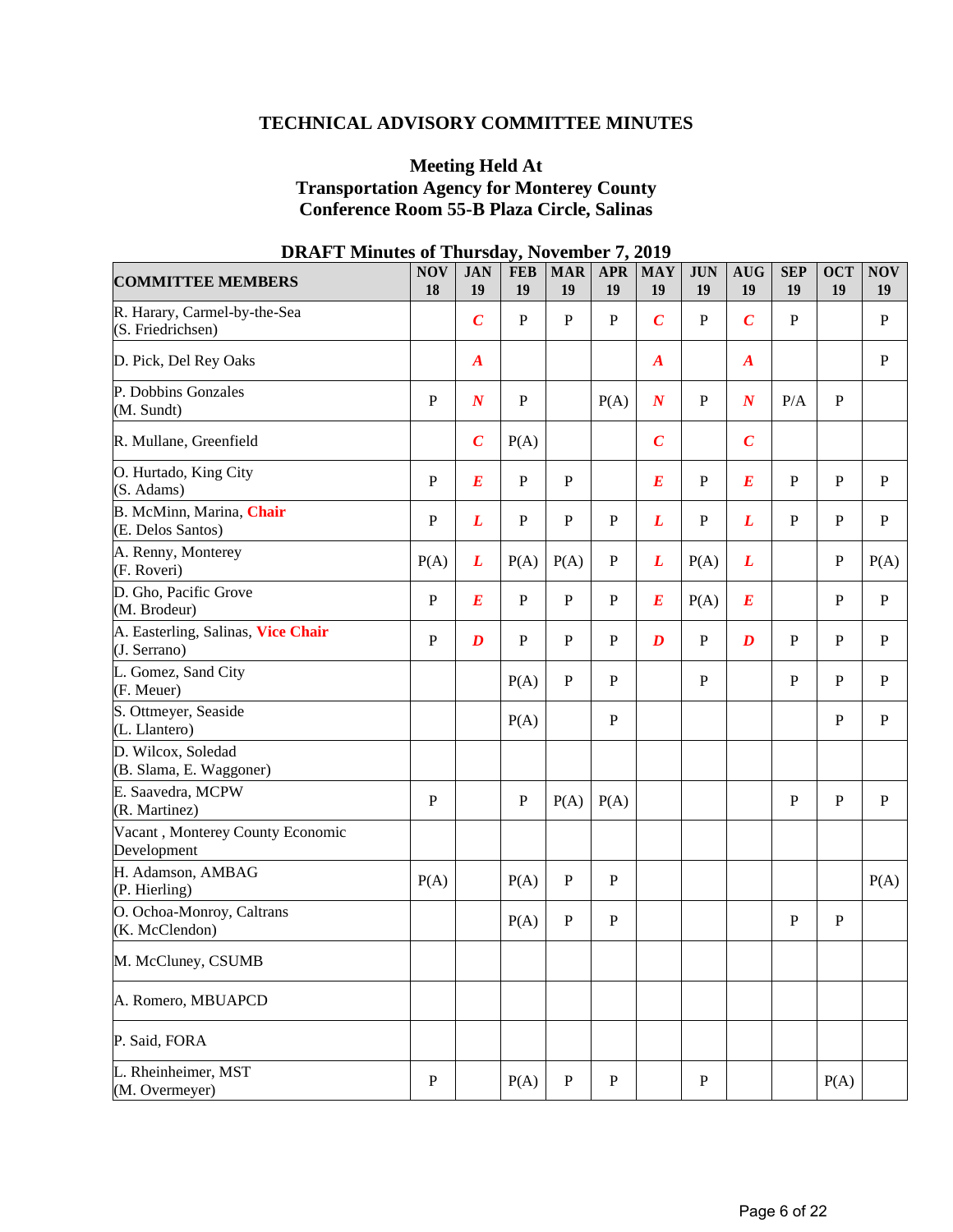# TECHNICAL ADVISORY COMMITTEE MINUTES

## Meeting Held At
## Transportation Agency for Monterey County
## Conference Room 55-B Plaza Circle, Salinas

### DRAFT Minutes of Thursday, November 7, 2019

| COMMITTEE MEMBERS | NOV 18 | JAN 19 | FEB 19 | MAR 19 | APR 19 | MAY 19 | JUN 19 | AUG 19 | SEP 19 | OCT 19 | NOV 19 |
|---|---|---|---|---|---|---|---|---|---|---|---|
| R. Harary, Carmel-by-the-Sea (S. Friedrichsen) | | ***C*** | P | P | P | ***C*** | P | ***C*** | P | | P |
| D. Pick, Del Rey Oaks | | ***A*** | | | | ***A*** | | ***A*** | | | P |
| P. Dobbins Gonzales (M. Sundt) | P | ***N*** | P | | P(A) | ***N*** | P | ***N*** | P/A | P | |
| R. Mullane, Greenfield | | ***C*** | P(A) | | | ***C*** | | ***C*** | | | |
| O. Hurtado, King City (S. Adams) | P | ***E*** | P | P | | ***E*** | P | ***E*** | P | P | P |
| B. McMinn, Marina, **Chair** (E. Delos Santos) | P | ***L*** | P | P | P | ***L*** | P | ***L*** | P | P | P |
| A. Renny, Monterey (F. Roveri) | P(A) | ***L*** | P(A) | P(A) | P | ***L*** | P(A) | ***L*** | | P | P(A) |
| D. Gho, Pacific Grove (M. Brodeur) | P | ***E*** | P | P | P | ***E*** | P(A) | ***E*** | | P | P |
| A. Easterling, Salinas, **Vice Chair** (J. Serrano) | P | ***D*** | P | P | P | ***D*** | P | ***D*** | P | P | P |
| L. Gomez, Sand City (F. Meuer) | | | P(A) | P | P | | P | | P | P | P |
| S. Ottmeyer, Seaside (L. Llantero) | | | P(A) | | P | | | | | P | P |
| D. Wilcox, Soledad (B. Slama, E. Waggoner) | | | | | | | | | | | |
| E. Saavedra, MCPW (R. Martinez) | P | | P | P(A) | P(A) | | | | P | P | P |
| Vacant , Monterey County Economic Development | | | | | | | | | | | |
| H. Adamson, AMBAG (P. Hierling) | P(A) | | P(A) | P | P | | | | | | P(A) |
| O. Ochoa-Monroy, Caltrans (K. McClendon) | | | P(A) | P | P | | | | P | P | |
| M. McCluney, CSUMB | | | | | | | | | | | |
| A. Romero, MBUAPCD | | | | | | | | | | | |
| P. Said, FORA | | | | | | | | | | | |
| L. Rheinheimer, MST (M. Overmeyer) | P | | P(A) | P | P | | P | | | P(A) | |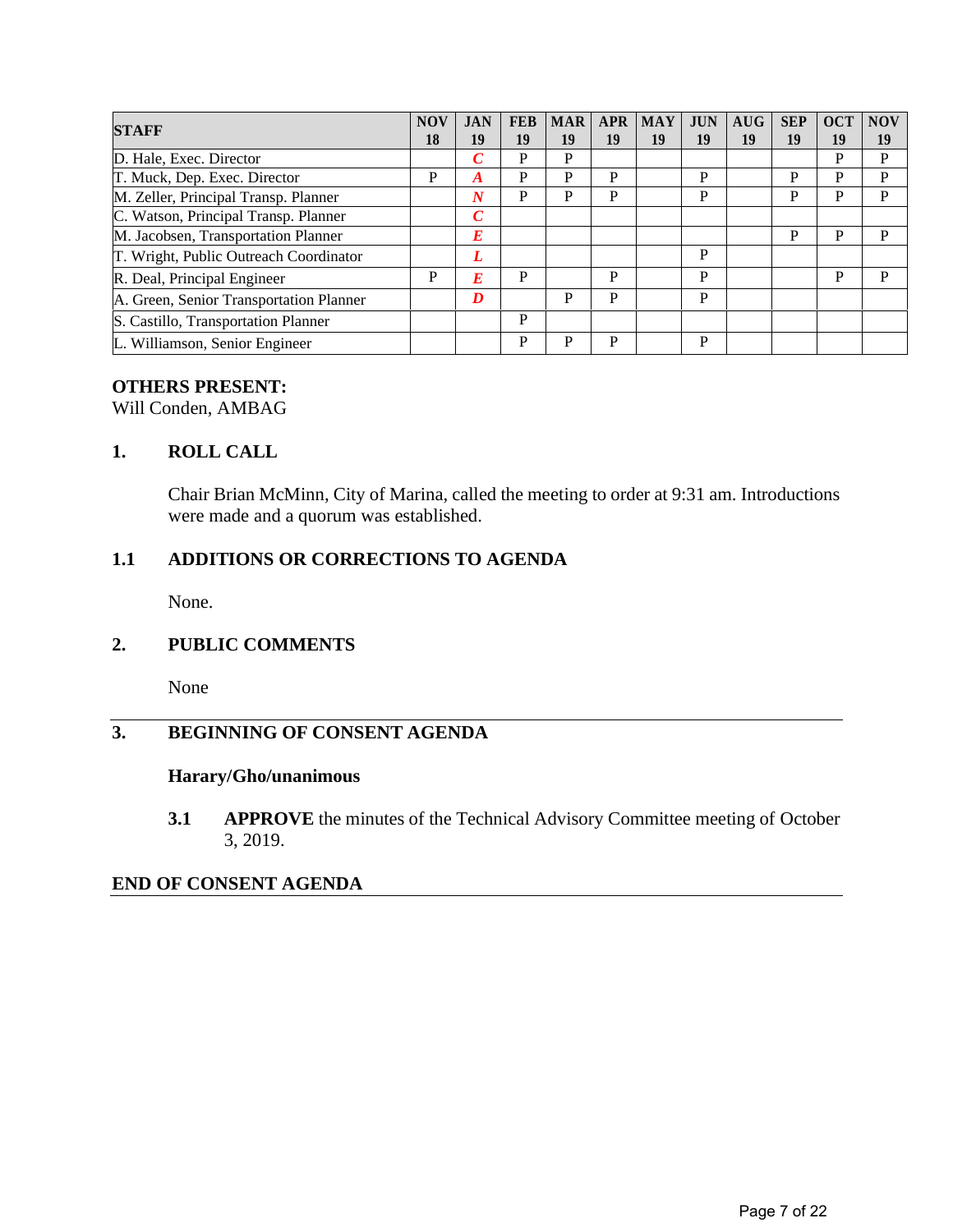| STAFF | NOV 18 | JAN 19 | FEB 19 | MAR 19 | APR 19 | MAY 19 | JUN 19 | AUG 19 | SEP 19 | OCT 19 | NOV 19 |
|---|---|---|---|---|---|---|---|---|---|---|---|
| D. Hale, Exec. Director | | *C* | P | P | | | | | | P | P |
| T. Muck, Dep. Exec. Director | P | *A* | P | P | P | | P | | P | P | P |
| M. Zeller, Principal Transp. Planner | | *N* | P | P | P | | P | | P | P | P |
| C. Watson, Principal Transp. Planner | | *C* | | | | | | | | | |
| M. Jacobsen, Transportation Planner | | *E* | | | | | | | P | P | P |
| T. Wright, Public Outreach Coordinator | | *L* | | | | | P | | | | |
| R. Deal, Principal Engineer | P | *E* | P | | P | | P | | | P | P |
| A. Green, Senior Transportation Planner | | *D* | | P | P | | P | | | | |
| S. Castillo, Transportation Planner | | | P | | | | | | | | |
| L. Williamson, Senior Engineer | | | P | P | P | | P | | | | |

**OTHERS PRESENT:**
Will Conden, AMBAG

## 1. ROLL CALL

Chair Brian McMinn, City of Marina, called the meeting to order at 9:31 am. Introductions were made and a quorum was established.

## 1.1 ADDITIONS OR CORRECTIONS TO AGENDA

None.

## 2. PUBLIC COMMENTS

None

---

## 3. BEGINNING OF CONSENT AGENDA

**Harary/Gho/unanimous**

**3.1** **APPROVE** the minutes of the Technical Advisory Committee meeting of October 3, 2019.

**END OF CONSENT AGENDA**

---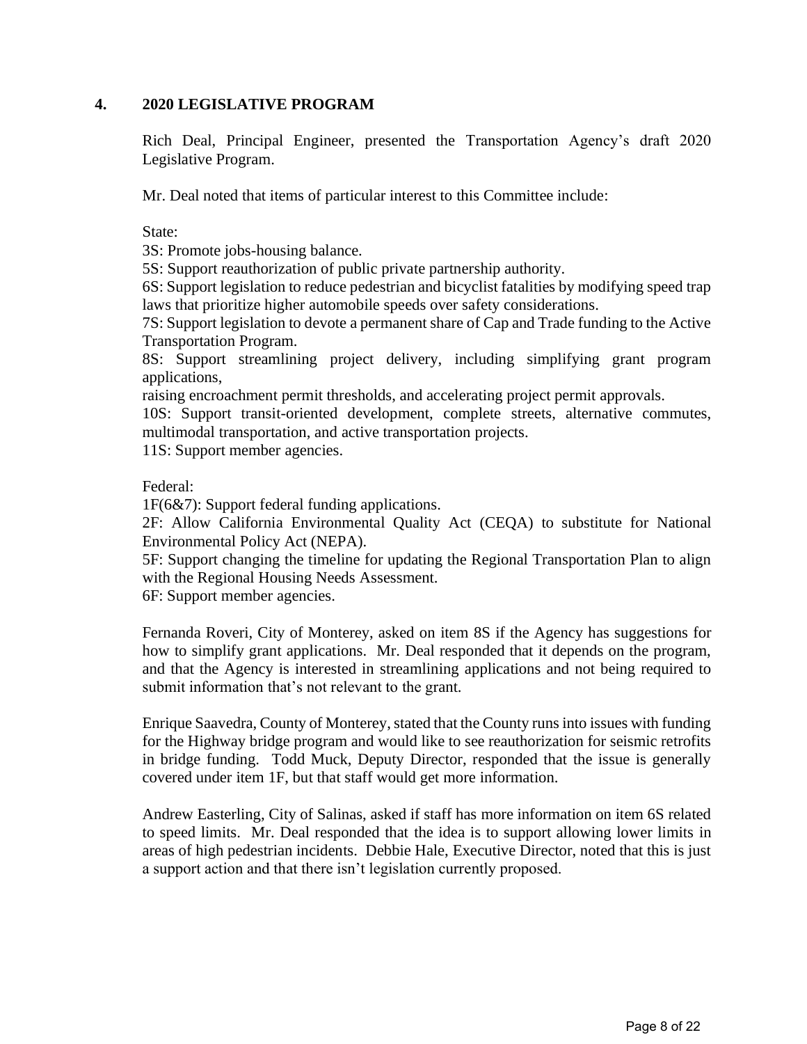## 4. 2020 LEGISLATIVE PROGRAM

Rich Deal, Principal Engineer, presented the Transportation Agency's draft 2020 Legislative Program.

Mr. Deal noted that items of particular interest to this Committee include:

State:
3S: Promote jobs-housing balance.
5S: Support reauthorization of public private partnership authority.
6S: Support legislation to reduce pedestrian and bicyclist fatalities by modifying speed trap laws that prioritize higher automobile speeds over safety considerations.
7S: Support legislation to devote a permanent share of Cap and Trade funding to the Active Transportation Program.
8S: Support streamlining project delivery, including simplifying grant program applications,
raising encroachment permit thresholds, and accelerating project permit approvals.
10S: Support transit-oriented development, complete streets, alternative commutes, multimodal transportation, and active transportation projects.
11S: Support member agencies.

Federal:
1F(6&7): Support federal funding applications.
2F: Allow California Environmental Quality Act (CEQA) to substitute for National Environmental Policy Act (NEPA).
5F: Support changing the timeline for updating the Regional Transportation Plan to align with the Regional Housing Needs Assessment.
6F: Support member agencies.

Fernanda Roveri, City of Monterey, asked on item 8S if the Agency has suggestions for how to simplify grant applications. Mr. Deal responded that it depends on the program, and that the Agency is interested in streamlining applications and not being required to submit information that's not relevant to the grant.

Enrique Saavedra, County of Monterey, stated that the County runs into issues with funding for the Highway bridge program and would like to see reauthorization for seismic retrofits in bridge funding. Todd Muck, Deputy Director, responded that the issue is generally covered under item 1F, but that staff would get more information.

Andrew Easterling, City of Salinas, asked if staff has more information on item 6S related to speed limits. Mr. Deal responded that the idea is to support allowing lower limits in areas of high pedestrian incidents. Debbie Hale, Executive Director, noted that this is just a support action and that there isn't legislation currently proposed.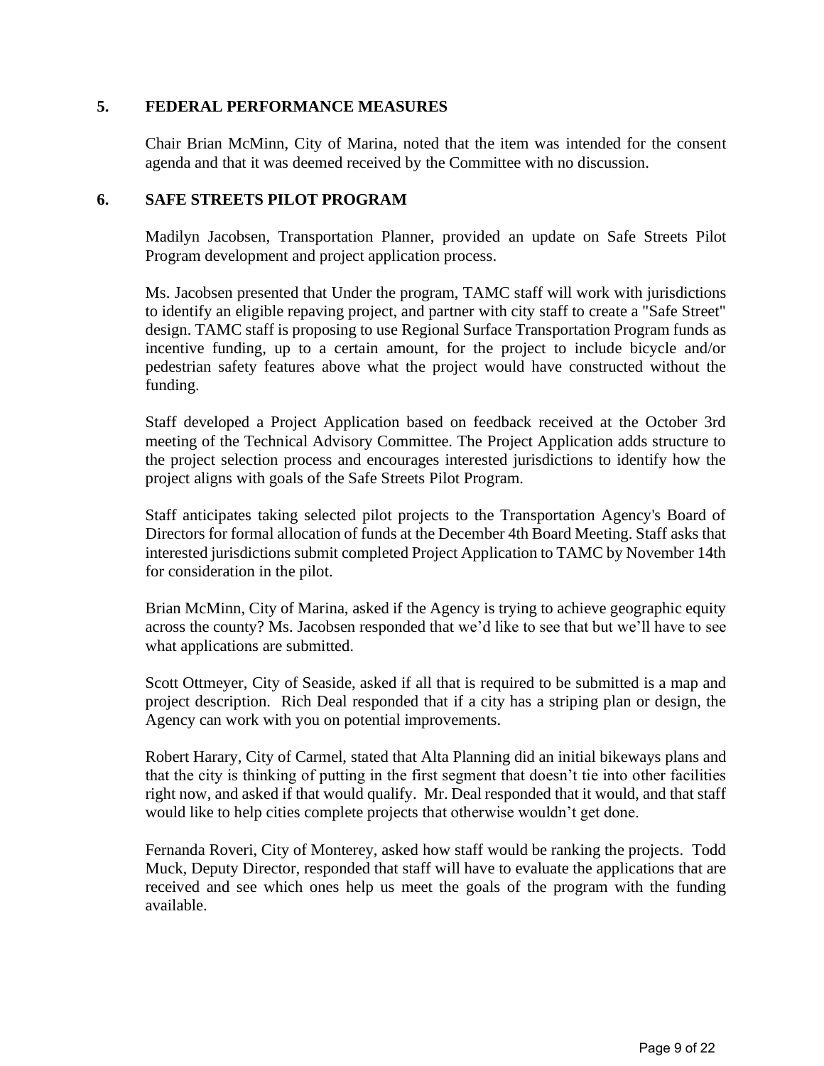## 5. FEDERAL PERFORMANCE MEASURES

Chair Brian McMinn, City of Marina, noted that the item was intended for the consent agenda and that it was deemed received by the Committee with no discussion.

## 6. SAFE STREETS PILOT PROGRAM

Madilyn Jacobsen, Transportation Planner, provided an update on Safe Streets Pilot Program development and project application process.

Ms. Jacobsen presented that Under the program, TAMC staff will work with jurisdictions to identify an eligible repaving project, and partner with city staff to create a "Safe Street" design. TAMC staff is proposing to use Regional Surface Transportation Program funds as incentive funding, up to a certain amount, for the project to include bicycle and/or pedestrian safety features above what the project would have constructed without the funding.

Staff developed a Project Application based on feedback received at the October 3rd meeting of the Technical Advisory Committee. The Project Application adds structure to the project selection process and encourages interested jurisdictions to identify how the project aligns with goals of the Safe Streets Pilot Program.

Staff anticipates taking selected pilot projects to the Transportation Agency's Board of Directors for formal allocation of funds at the December 4th Board Meeting. Staff asks that interested jurisdictions submit completed Project Application to TAMC by November 14th for consideration in the pilot.

Brian McMinn, City of Marina, asked if the Agency is trying to achieve geographic equity across the county? Ms. Jacobsen responded that we'd like to see that but we'll have to see what applications are submitted.

Scott Ottmeyer, City of Seaside, asked if all that is required to be submitted is a map and project description. Rich Deal responded that if a city has a striping plan or design, the Agency can work with you on potential improvements.

Robert Harary, City of Carmel, stated that Alta Planning did an initial bikeways plans and that the city is thinking of putting in the first segment that doesn't tie into other facilities right now, and asked if that would qualify. Mr. Deal responded that it would, and that staff would like to help cities complete projects that otherwise wouldn't get done.

Fernanda Roveri, City of Monterey, asked how staff would be ranking the projects. Todd Muck, Deputy Director, responded that staff will have to evaluate the applications that are received and see which ones help us meet the goals of the program with the funding available.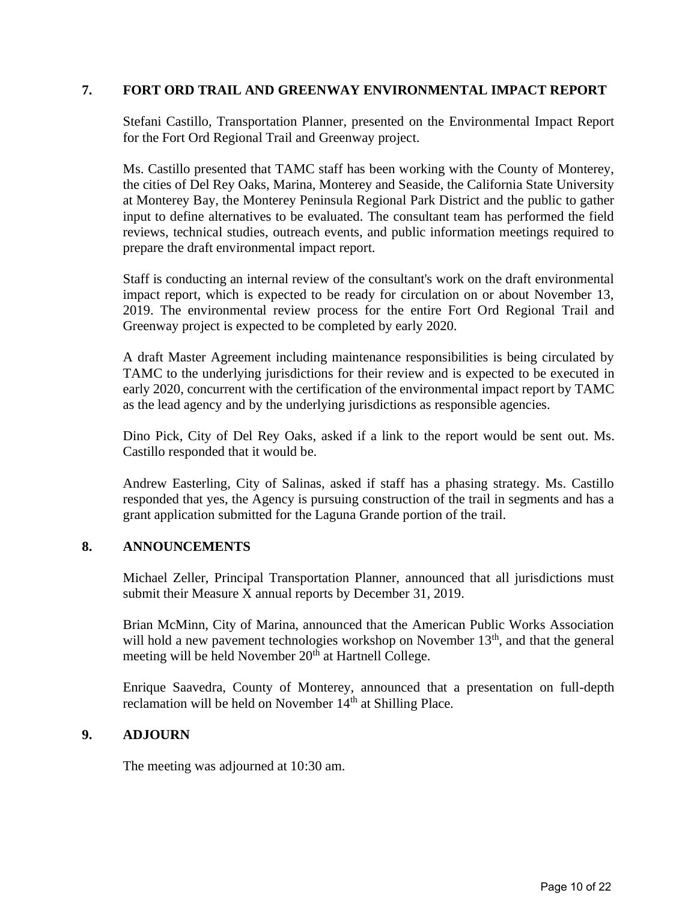## 7. FORT ORD TRAIL AND GREENWAY ENVIRONMENTAL IMPACT REPORT

Stefani Castillo, Transportation Planner, presented on the Environmental Impact Report for the Fort Ord Regional Trail and Greenway project.

Ms. Castillo presented that TAMC staff has been working with the County of Monterey, the cities of Del Rey Oaks, Marina, Monterey and Seaside, the California State University at Monterey Bay, the Monterey Peninsula Regional Park District and the public to gather input to define alternatives to be evaluated. The consultant team has performed the field reviews, technical studies, outreach events, and public information meetings required to prepare the draft environmental impact report.

Staff is conducting an internal review of the consultant's work on the draft environmental impact report, which is expected to be ready for circulation on or about November 13, 2019. The environmental review process for the entire Fort Ord Regional Trail and Greenway project is expected to be completed by early 2020.

A draft Master Agreement including maintenance responsibilities is being circulated by TAMC to the underlying jurisdictions for their review and is expected to be executed in early 2020, concurrent with the certification of the environmental impact report by TAMC as the lead agency and by the underlying jurisdictions as responsible agencies.

Dino Pick, City of Del Rey Oaks, asked if a link to the report would be sent out. Ms. Castillo responded that it would be.

Andrew Easterling, City of Salinas, asked if staff has a phasing strategy. Ms. Castillo responded that yes, the Agency is pursuing construction of the trail in segments and has a grant application submitted for the Laguna Grande portion of the trail.

## 8. ANNOUNCEMENTS

Michael Zeller, Principal Transportation Planner, announced that all jurisdictions must submit their Measure X annual reports by December 31, 2019.

Brian McMinn, City of Marina, announced that the American Public Works Association will hold a new pavement technologies workshop on November 13th, and that the general meeting will be held November 20th at Hartnell College.

Enrique Saavedra, County of Monterey, announced that a presentation on full-depth reclamation will be held on November 14th at Shilling Place.

## 9. ADJOURN

The meeting was adjourned at 10:30 am.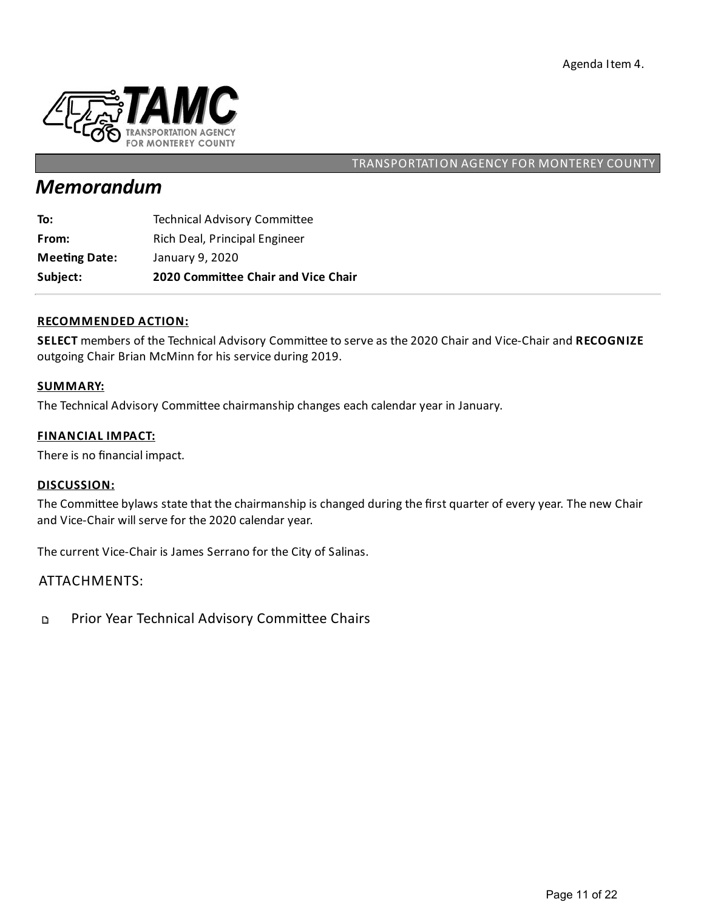Agenda Item 4.

TRANSPORTATION AGENCY FOR MONTEREY COUNTY

# Memorandum

| | |
|---|---|
| **To:** | Technical Advisory Committee |
| **From:** | Rich Deal, Principal Engineer |
| **Meeting Date:** | January 9, 2020 |
| **Subject:** | **2020 Committee Chair and Vice Chair** |

## RECOMMENDED ACTION:

**SELECT** members of the Technical Advisory Committee to serve as the 2020 Chair and Vice-Chair and **RECOGNIZE** outgoing Chair Brian McMinn for his service during 2019.

## SUMMARY:

The Technical Advisory Committee chairmanship changes each calendar year in January.

## FINANCIAL IMPACT:

There is no financial impact.

## DISCUSSION:

The Committee bylaws state that the chairmanship is changed during the first quarter of every year. The new Chair and Vice-Chair will serve for the 2020 calendar year.

The current Vice-Chair is James Serrano for the City of Salinas.

ATTACHMENTS:

- Prior Year Technical Advisory Committee Chairs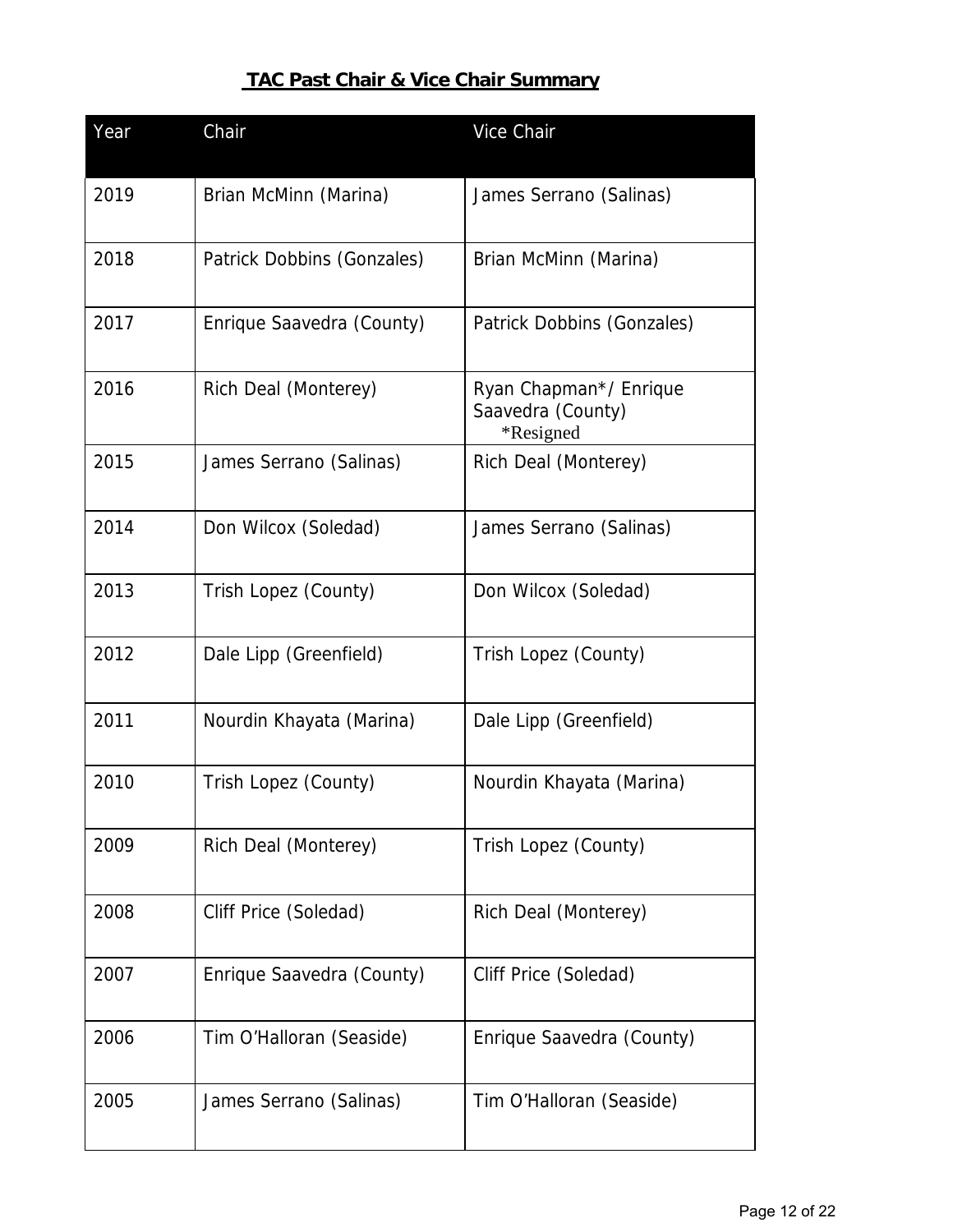## TAC Past Chair & Vice Chair Summary

| Year | Chair | Vice Chair |
|---|---|---|
| 2019 | Brian McMinn (Marina) | James Serrano (Salinas) |
| 2018 | Patrick Dobbins (Gonzales) | Brian McMinn (Marina) |
| 2017 | Enrique Saavedra (County) | Patrick Dobbins (Gonzales) |
| 2016 | Rich Deal (Monterey) | Ryan Chapman*/ Enrique Saavedra (County) *Resigned |
| 2015 | James Serrano (Salinas) | Rich Deal (Monterey) |
| 2014 | Don Wilcox (Soledad) | James Serrano (Salinas) |
| 2013 | Trish Lopez (County) | Don Wilcox (Soledad) |
| 2012 | Dale Lipp (Greenfield) | Trish Lopez (County) |
| 2011 | Nourdin Khayata (Marina) | Dale Lipp (Greenfield) |
| 2010 | Trish Lopez (County) | Nourdin Khayata (Marina) |
| 2009 | Rich Deal (Monterey) | Trish Lopez (County) |
| 2008 | Cliff Price (Soledad) | Rich Deal (Monterey) |
| 2007 | Enrique Saavedra (County) | Cliff Price (Soledad) |
| 2006 | Tim O'Halloran (Seaside) | Enrique Saavedra (County) |
| 2005 | James Serrano (Salinas) | Tim O'Halloran (Seaside) |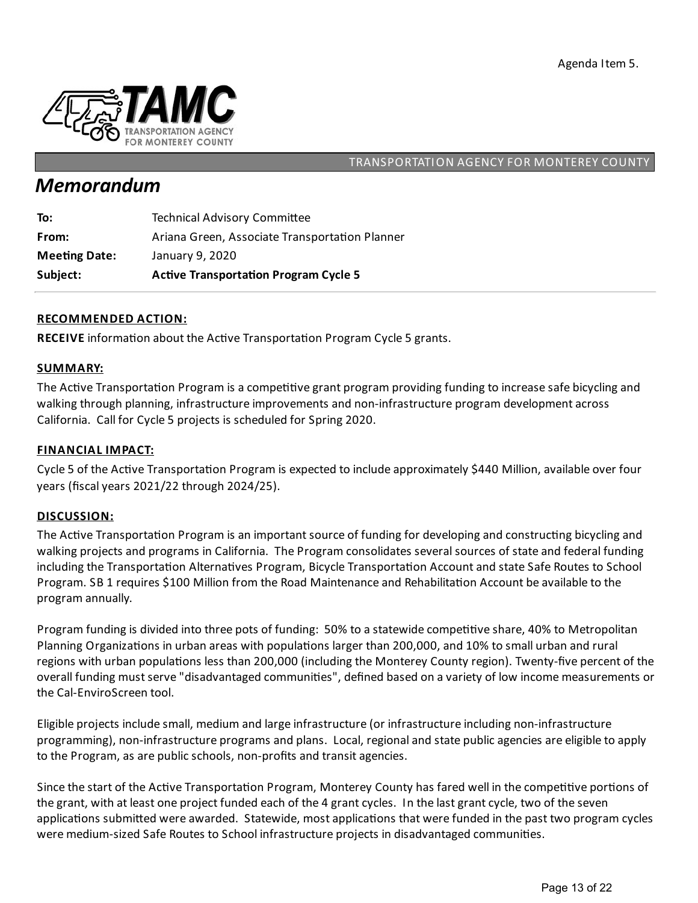Agenda Item 5.

TRANSPORTATION AGENCY FOR MONTEREY COUNTY

# *Memorandum*

| | |
|---|---|
| **To:** | Technical Advisory Committee |
| **From:** | Ariana Green, Associate Transportation Planner |
| **Meeting Date:** | January 9, 2020 |
| **Subject:** | **Active Transportation Program Cycle 5** |

## RECOMMENDED ACTION:

**RECEIVE** information about the Active Transportation Program Cycle 5 grants.

## SUMMARY:

The Active Transportation Program is a competitive grant program providing funding to increase safe bicycling and walking through planning, infrastructure improvements and non-infrastructure program development across California. Call for Cycle 5 projects is scheduled for Spring 2020.

## FINANCIAL IMPACT:

Cycle 5 of the Active Transportation Program is expected to include approximately $440 Million, available over four years (fiscal years 2021/22 through 2024/25).

## DISCUSSION:

The Active Transportation Program is an important source of funding for developing and constructing bicycling and walking projects and programs in California. The Program consolidates several sources of state and federal funding including the Transportation Alternatives Program, Bicycle Transportation Account and state Safe Routes to School Program. SB 1 requires $100 Million from the Road Maintenance and Rehabilitation Account be available to the program annually.

Program funding is divided into three pots of funding: 50% to a statewide competitive share, 40% to Metropolitan Planning Organizations in urban areas with populations larger than 200,000, and 10% to small urban and rural regions with urban populations less than 200,000 (including the Monterey County region). Twenty-five percent of the overall funding must serve "disadvantaged communities", defined based on a variety of low income measurements or the Cal-EnviroScreen tool.

Eligible projects include small, medium and large infrastructure (or infrastructure including non-infrastructure programming), non-infrastructure programs and plans. Local, regional and state public agencies are eligible to apply to the Program, as are public schools, non-profits and transit agencies.

Since the start of the Active Transportation Program, Monterey County has fared well in the competitive portions of the grant, with at least one project funded each of the 4 grant cycles. In the last grant cycle, two of the seven applications submitted were awarded. Statewide, most applications that were funded in the past two program cycles were medium-sized Safe Routes to School infrastructure projects in disadvantaged communities.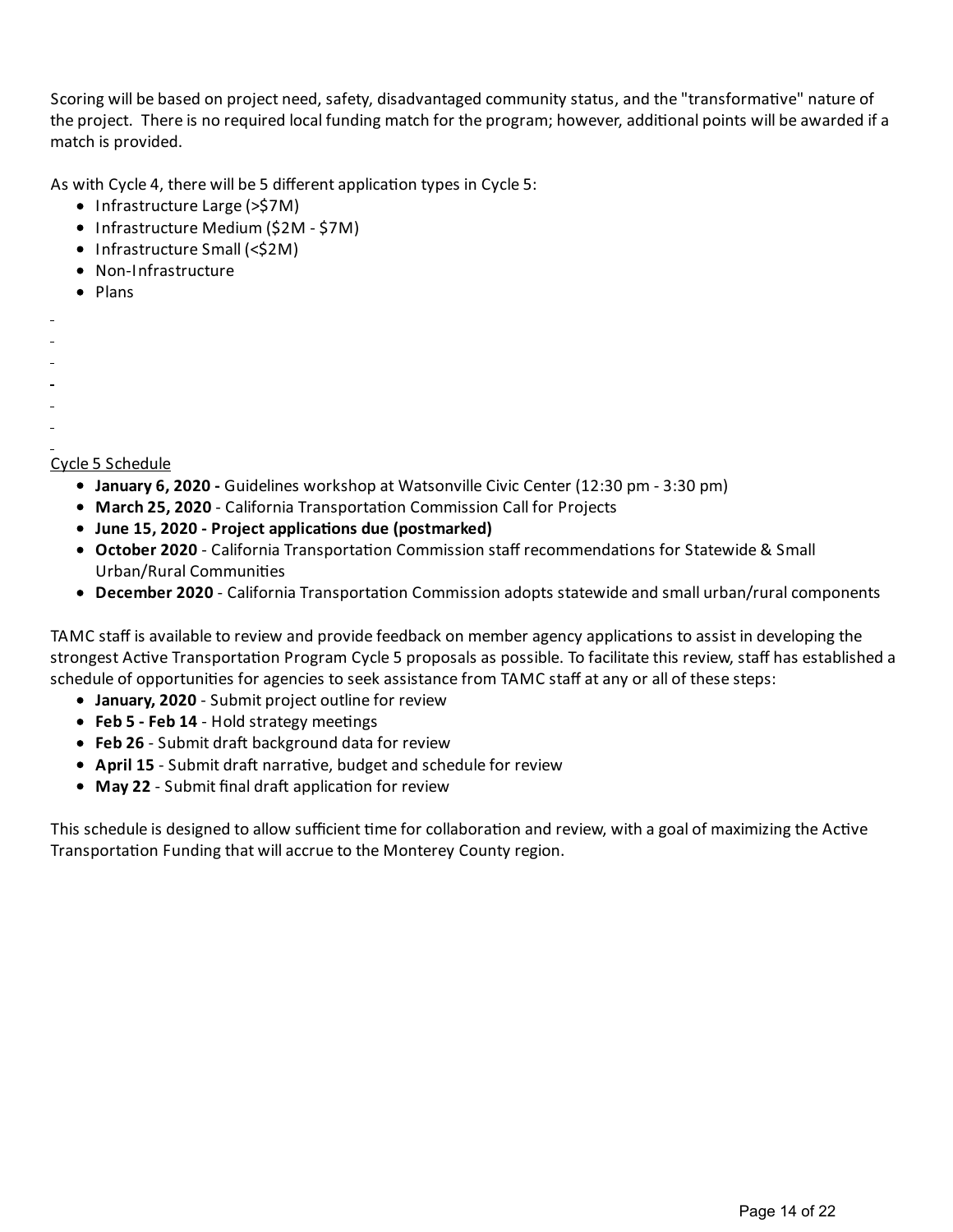Scoring will be based on project need, safety, disadvantaged community status, and the "transformative" nature of the project. There is no required local funding match for the program; however, additional points will be awarded if a match is provided.

As with Cycle 4, there will be 5 different application types in Cycle 5:

- Infrastructure Large (>$7M)
- Infrastructure Medium ($2M - $7M)
- Infrastructure Small (<$2M)
- Non-Infrastructure
- Plans

Cycle 5 Schedule

- **January 6, 2020 -** Guidelines workshop at Watsonville Civic Center (12:30 pm - 3:30 pm)
- **March 25, 2020** - California Transportation Commission Call for Projects
- **June 15, 2020 - Project applications due (postmarked)**
- **October 2020** - California Transportation Commission staff recommendations for Statewide & Small Urban/Rural Communities
- **December 2020** - California Transportation Commission adopts statewide and small urban/rural components

TAMC staff is available to review and provide feedback on member agency applications to assist in developing the strongest Active Transportation Program Cycle 5 proposals as possible. To facilitate this review, staff has established a schedule of opportunities for agencies to seek assistance from TAMC staff at any or all of these steps:

- **January, 2020** - Submit project outline for review
- **Feb 5 - Feb 14** - Hold strategy meetings
- **Feb 26** - Submit draft background data for review
- **April 15** - Submit draft narrative, budget and schedule for review
- **May 22** - Submit final draft application for review

This schedule is designed to allow sufficient time for collaboration and review, with a goal of maximizing the Active Transportation Funding that will accrue to the Monterey County region.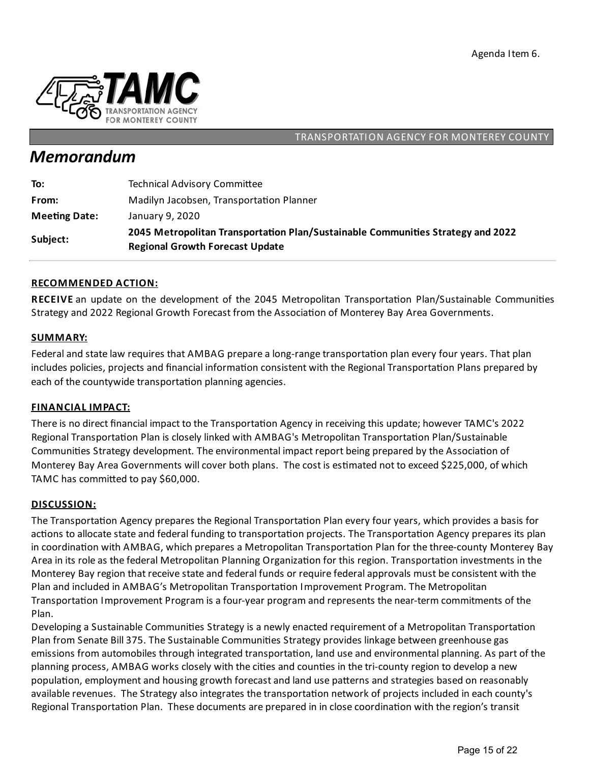Agenda Item 6.

TRANSPORTATION AGENCY FOR MONTEREY COUNTY

# *Memorandum*

| | |
|---|---|
| **To:** | Technical Advisory Committee |
| **From:** | Madilyn Jacobsen, Transportation Planner |
| **Meeting Date:** | January 9, 2020 |
| **Subject:** | **2045 Metropolitan Transportation Plan/Sustainable Communities Strategy and 2022 Regional Growth Forecast Update** |

### RECOMMENDED ACTION:

**RECEIVE** an update on the development of the 2045 Metropolitan Transportation Plan/Sustainable Communities Strategy and 2022 Regional Growth Forecast from the Association of Monterey Bay Area Governments.

### SUMMARY:

Federal and state law requires that AMBAG prepare a long-range transportation plan every four years. That plan includes policies, projects and financial information consistent with the Regional Transportation Plans prepared by each of the countywide transportation planning agencies.

### FINANCIAL IMPACT:

There is no direct financial impact to the Transportation Agency in receiving this update; however TAMC's 2022 Regional Transportation Plan is closely linked with AMBAG's Metropolitan Transportation Plan/Sustainable Communities Strategy development. The environmental impact report being prepared by the Association of Monterey Bay Area Governments will cover both plans. The cost is estimated not to exceed $225,000, of which TAMC has committed to pay $60,000.

### DISCUSSION:

The Transportation Agency prepares the Regional Transportation Plan every four years, which provides a basis for actions to allocate state and federal funding to transportation projects. The Transportation Agency prepares its plan in coordination with AMBAG, which prepares a Metropolitan Transportation Plan for the three-county Monterey Bay Area in its role as the federal Metropolitan Planning Organization for this region. Transportation investments in the Monterey Bay region that receive state and federal funds or require federal approvals must be consistent with the Plan and included in AMBAG's Metropolitan Transportation Improvement Program. The Metropolitan Transportation Improvement Program is a four-year program and represents the near-term commitments of the Plan.

Developing a Sustainable Communities Strategy is a newly enacted requirement of a Metropolitan Transportation Plan from Senate Bill 375. The Sustainable Communities Strategy provides linkage between greenhouse gas emissions from automobiles through integrated transportation, land use and environmental planning. As part of the planning process, AMBAG works closely with the cities and counties in the tri-county region to develop a new population, employment and housing growth forecast and land use patterns and strategies based on reasonably available revenues. The Strategy also integrates the transportation network of projects included in each county's Regional Transportation Plan. These documents are prepared in in close coordination with the region's transit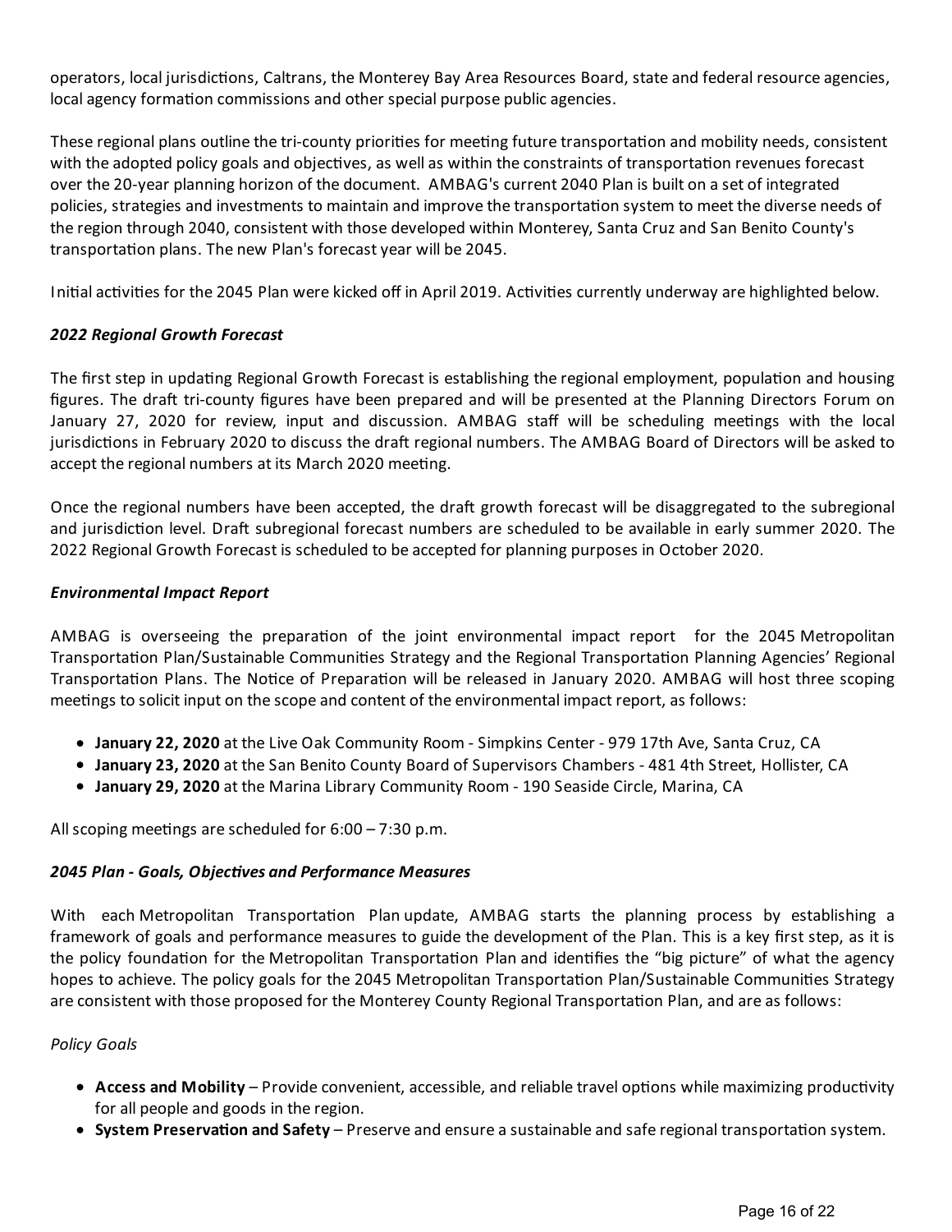operators, local jurisdictions, Caltrans, the Monterey Bay Area Resources Board, state and federal resource agencies, local agency formation commissions and other special purpose public agencies.

These regional plans outline the tri-county priorities for meeting future transportation and mobility needs, consistent with the adopted policy goals and objectives, as well as within the constraints of transportation revenues forecast over the 20-year planning horizon of the document. AMBAG's current 2040 Plan is built on a set of integrated policies, strategies and investments to maintain and improve the transportation system to meet the diverse needs of the region through 2040, consistent with those developed within Monterey, Santa Cruz and San Benito County's transportation plans. The new Plan's forecast year will be 2045.

Initial activities for the 2045 Plan were kicked off in April 2019. Activities currently underway are highlighted below.

***2022 Regional Growth Forecast***

The first step in updating Regional Growth Forecast is establishing the regional employment, population and housing figures. The draft tri-county figures have been prepared and will be presented at the Planning Directors Forum on January 27, 2020 for review, input and discussion. AMBAG staff will be scheduling meetings with the local jurisdictions in February 2020 to discuss the draft regional numbers. The AMBAG Board of Directors will be asked to accept the regional numbers at its March 2020 meeting.

Once the regional numbers have been accepted, the draft growth forecast will be disaggregated to the subregional and jurisdiction level. Draft subregional forecast numbers are scheduled to be available in early summer 2020. The 2022 Regional Growth Forecast is scheduled to be accepted for planning purposes in October 2020.

***Environmental Impact Report***

AMBAG is overseeing the preparation of the joint environmental impact report for the 2045 Metropolitan Transportation Plan/Sustainable Communities Strategy and the Regional Transportation Planning Agencies' Regional Transportation Plans. The Notice of Preparation will be released in January 2020. AMBAG will host three scoping meetings to solicit input on the scope and content of the environmental impact report, as follows:

- **January 22, 2020** at the Live Oak Community Room - Simpkins Center - 979 17th Ave, Santa Cruz, CA
- **January 23, 2020** at the San Benito County Board of Supervisors Chambers - 481 4th Street, Hollister, CA
- **January 29, 2020** at the Marina Library Community Room - 190 Seaside Circle, Marina, CA

All scoping meetings are scheduled for 6:00 – 7:30 p.m.

***2045 Plan - Goals, Objectives and Performance Measures***

With each Metropolitan Transportation Plan update, AMBAG starts the planning process by establishing a framework of goals and performance measures to guide the development of the Plan. This is a key first step, as it is the policy foundation for the Metropolitan Transportation Plan and identifies the "big picture" of what the agency hopes to achieve. The policy goals for the 2045 Metropolitan Transportation Plan/Sustainable Communities Strategy are consistent with those proposed for the Monterey County Regional Transportation Plan, and are as follows:

*Policy Goals*

- **Access and Mobility** – Provide convenient, accessible, and reliable travel options while maximizing productivity for all people and goods in the region.
- **System Preservation and Safety** – Preserve and ensure a sustainable and safe regional transportation system.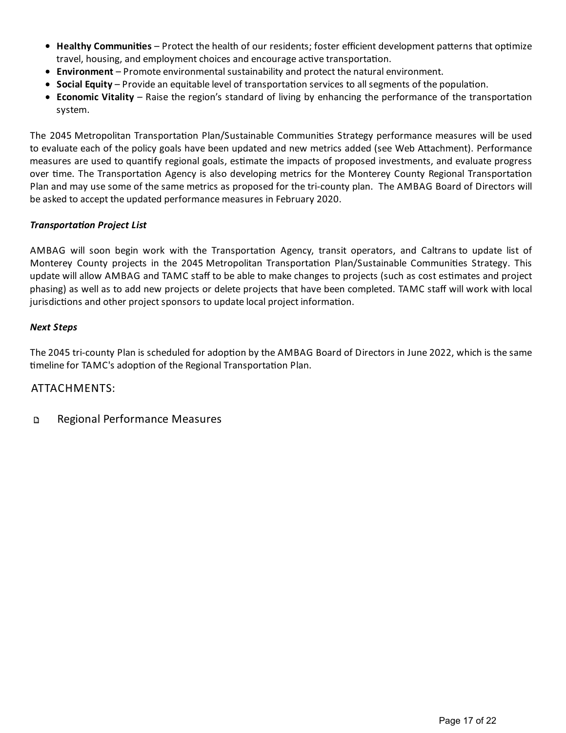- **Healthy Communities** – Protect the health of our residents; foster efficient development patterns that optimize travel, housing, and employment choices and encourage active transportation.
- **Environment** – Promote environmental sustainability and protect the natural environment.
- **Social Equity** – Provide an equitable level of transportation services to all segments of the population.
- **Economic Vitality** – Raise the region's standard of living by enhancing the performance of the transportation system.

The 2045 Metropolitan Transportation Plan/Sustainable Communities Strategy performance measures will be used to evaluate each of the policy goals have been updated and new metrics added (see Web Attachment). Performance measures are used to quantify regional goals, estimate the impacts of proposed investments, and evaluate progress over time. The Transportation Agency is also developing metrics for the Monterey County Regional Transportation Plan and may use some of the same metrics as proposed for the tri-county plan. The AMBAG Board of Directors will be asked to accept the updated performance measures in February 2020.

***Transportation Project List***

AMBAG will soon begin work with the Transportation Agency, transit operators, and Caltrans to update list of Monterey County projects in the 2045 Metropolitan Transportation Plan/Sustainable Communities Strategy. This update will allow AMBAG and TAMC staff to be able to make changes to projects (such as cost estimates and project phasing) as well as to add new projects or delete projects that have been completed. TAMC staff will work with local jurisdictions and other project sponsors to update local project information.

***Next Steps***

The 2045 tri-county Plan is scheduled for adoption by the AMBAG Board of Directors in June 2022, which is the same timeline for TAMC's adoption of the Regional Transportation Plan.

ATTACHMENTS:

- Regional Performance Measures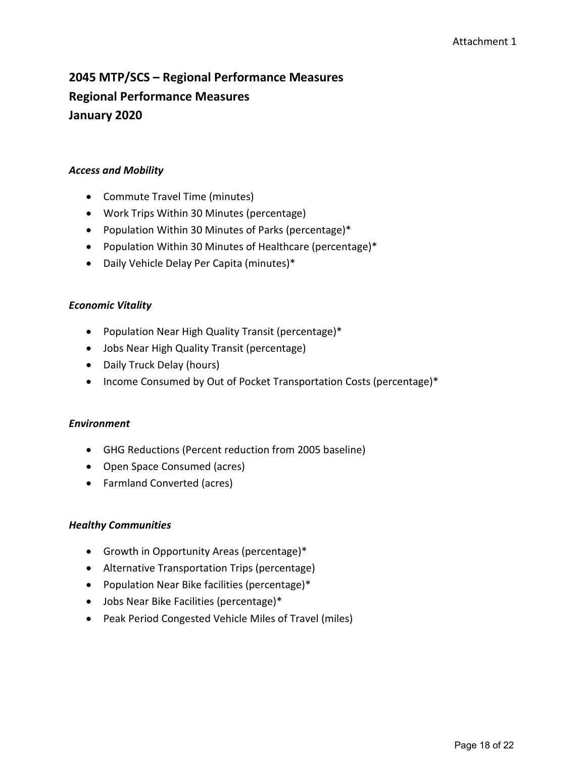Attachment 1

# 2045 MTP/SCS – Regional Performance Measures
## Regional Performance Measures
## January 2020

### *Access and Mobility*

- Commute Travel Time (minutes)
- Work Trips Within 30 Minutes (percentage)
- Population Within 30 Minutes of Parks (percentage)*
- Population Within 30 Minutes of Healthcare (percentage)*
- Daily Vehicle Delay Per Capita (minutes)*

### *Economic Vitality*

- Population Near High Quality Transit (percentage)*
- Jobs Near High Quality Transit (percentage)
- Daily Truck Delay (hours)
- Income Consumed by Out of Pocket Transportation Costs (percentage)*

### *Environment*

- GHG Reductions (Percent reduction from 2005 baseline)
- Open Space Consumed (acres)
- Farmland Converted (acres)

### *Healthy Communities*

- Growth in Opportunity Areas (percentage)*
- Alternative Transportation Trips (percentage)
- Population Near Bike facilities (percentage)*
- Jobs Near Bike Facilities (percentage)*
- Peak Period Congested Vehicle Miles of Travel (miles)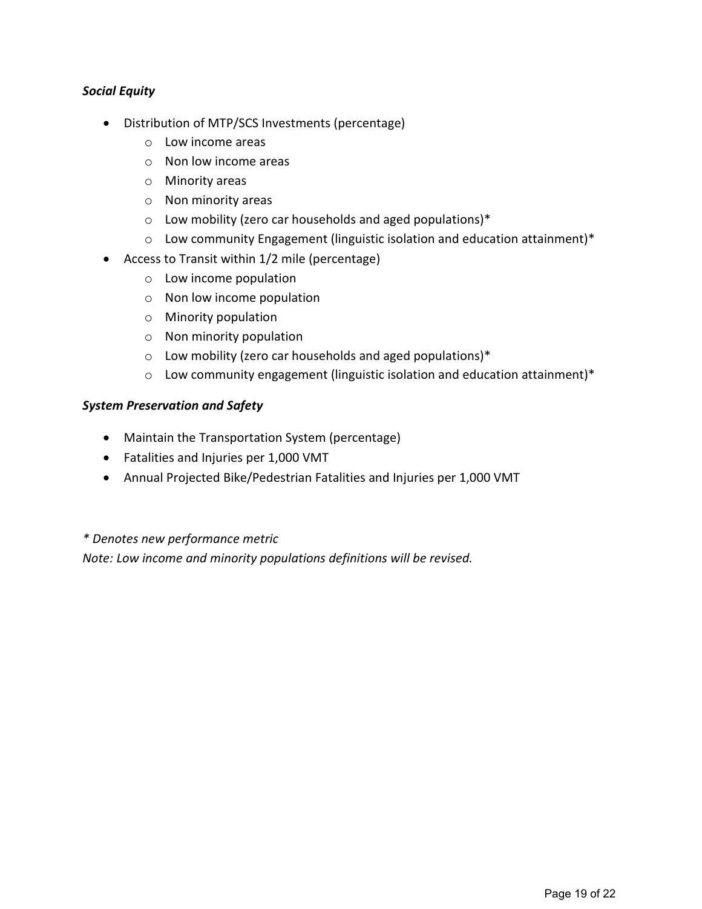***Social Equity***

- Distribution of MTP/SCS Investments (percentage)
  - Low income areas
  - Non low income areas
  - Minority areas
  - Non minority areas
  - Low mobility (zero car households and aged populations)*
  - Low community Engagement (linguistic isolation and education attainment)*
- Access to Transit within 1/2 mile (percentage)
  - Low income population
  - Non low income population
  - Minority population
  - Non minority population
  - Low mobility (zero car households and aged populations)*
  - Low community engagement (linguistic isolation and education attainment)*

***System Preservation and Safety***

- Maintain the Transportation System (percentage)
- Fatalities and Injuries per 1,000 VMT
- Annual Projected Bike/Pedestrian Fatalities and Injuries per 1,000 VMT

*\* Denotes new performance metric*

*Note: Low income and minority populations definitions will be revised.*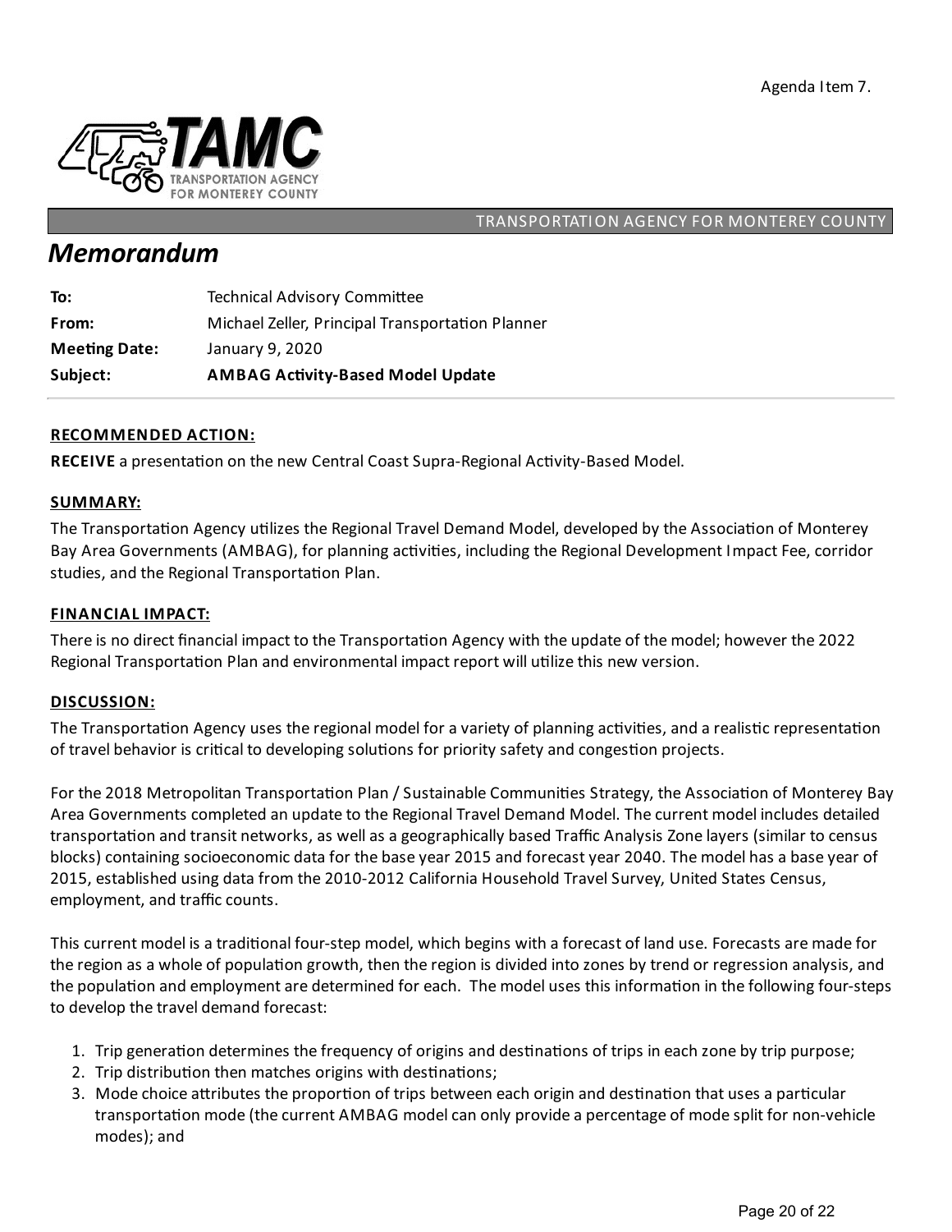Agenda Item 7.

TRANSPORTATION AGENCY FOR MONTEREY COUNTY

# *Memorandum*

| | |
|---|---|
| **To:** | Technical Advisory Committee |
| **From:** | Michael Zeller, Principal Transportation Planner |
| **Meeting Date:** | January 9, 2020 |
| **Subject:** | **AMBAG Activity-Based Model Update** |

## RECOMMENDED ACTION:

**RECEIVE** a presentation on the new Central Coast Supra-Regional Activity-Based Model.

## SUMMARY:

The Transportation Agency utilizes the Regional Travel Demand Model, developed by the Association of Monterey Bay Area Governments (AMBAG), for planning activities, including the Regional Development Impact Fee, corridor studies, and the Regional Transportation Plan.

## FINANCIAL IMPACT:

There is no direct financial impact to the Transportation Agency with the update of the model; however the 2022 Regional Transportation Plan and environmental impact report will utilize this new version.

## DISCUSSION:

The Transportation Agency uses the regional model for a variety of planning activities, and a realistic representation of travel behavior is critical to developing solutions for priority safety and congestion projects.

For the 2018 Metropolitan Transportation Plan / Sustainable Communities Strategy, the Association of Monterey Bay Area Governments completed an update to the Regional Travel Demand Model. The current model includes detailed transportation and transit networks, as well as a geographically based Traffic Analysis Zone layers (similar to census blocks) containing socioeconomic data for the base year 2015 and forecast year 2040. The model has a base year of 2015, established using data from the 2010-2012 California Household Travel Survey, United States Census, employment, and traffic counts.

This current model is a traditional four-step model, which begins with a forecast of land use. Forecasts are made for the region as a whole of population growth, then the region is divided into zones by trend or regression analysis, and the population and employment are determined for each. The model uses this information in the following four-steps to develop the travel demand forecast:

1. Trip generation determines the frequency of origins and destinations of trips in each zone by trip purpose;
2. Trip distribution then matches origins with destinations;
3. Mode choice attributes the proportion of trips between each origin and destination that uses a particular transportation mode (the current AMBAG model can only provide a percentage of mode split for non-vehicle modes); and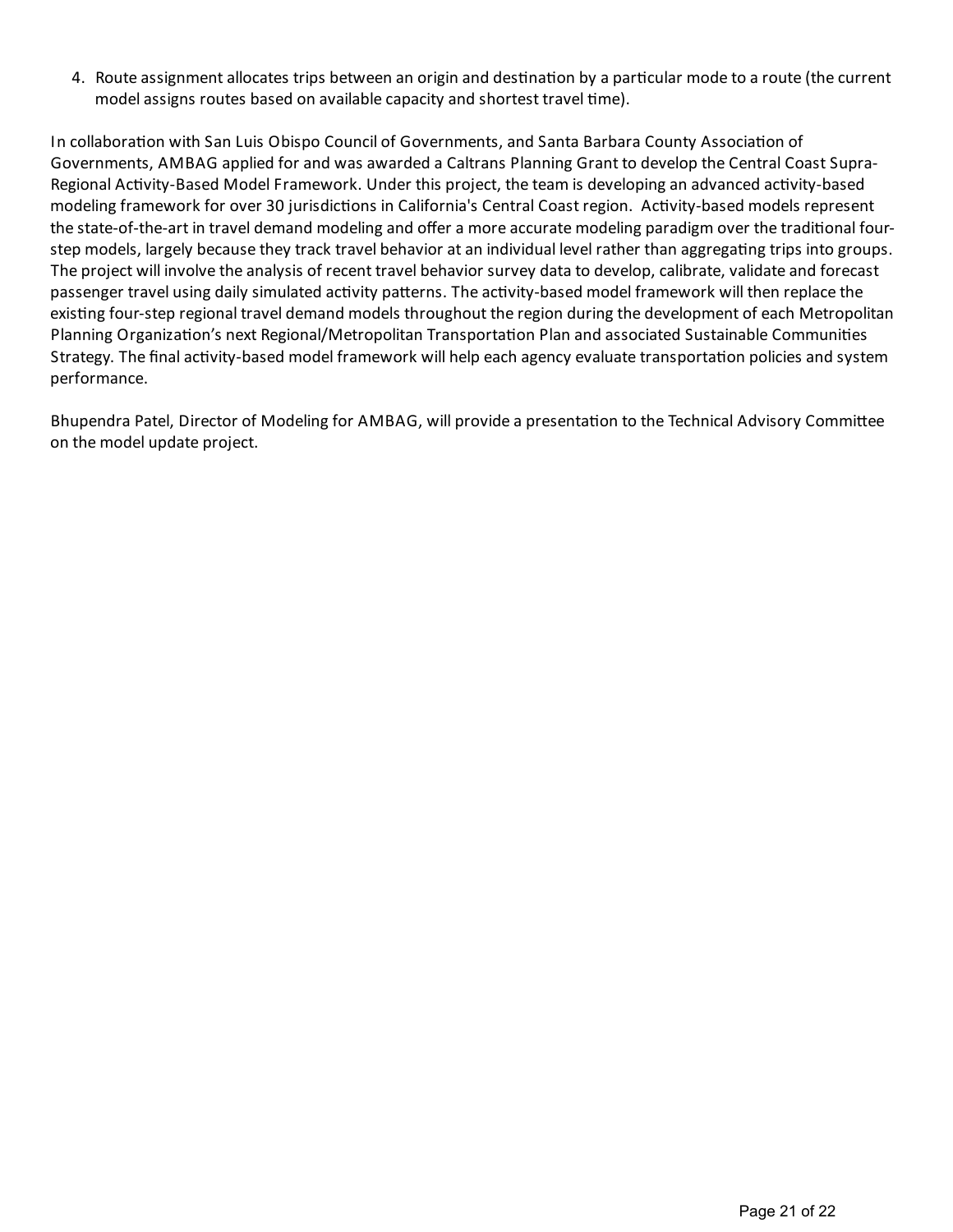4. Route assignment allocates trips between an origin and destination by a particular mode to a route (the current model assigns routes based on available capacity and shortest travel time).

In collaboration with San Luis Obispo Council of Governments, and Santa Barbara County Association of Governments, AMBAG applied for and was awarded a Caltrans Planning Grant to develop the Central Coast Supra-Regional Activity-Based Model Framework. Under this project, the team is developing an advanced activity-based modeling framework for over 30 jurisdictions in California's Central Coast region. Activity-based models represent the state-of-the-art in travel demand modeling and offer a more accurate modeling paradigm over the traditional four-step models, largely because they track travel behavior at an individual level rather than aggregating trips into groups. The project will involve the analysis of recent travel behavior survey data to develop, calibrate, validate and forecast passenger travel using daily simulated activity patterns. The activity-based model framework will then replace the existing four-step regional travel demand models throughout the region during the development of each Metropolitan Planning Organization's next Regional/Metropolitan Transportation Plan and associated Sustainable Communities Strategy. The final activity-based model framework will help each agency evaluate transportation policies and system performance.

Bhupendra Patel, Director of Modeling for AMBAG, will provide a presentation to the Technical Advisory Committee on the model update project.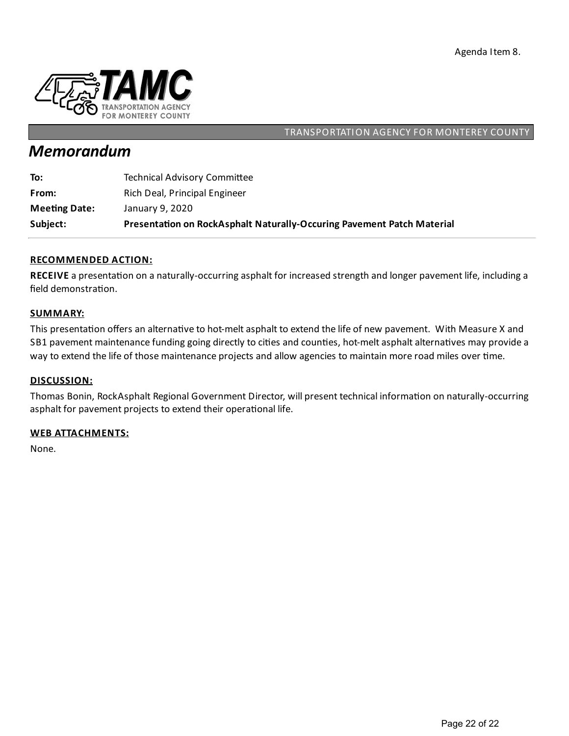Agenda Item 8.

TRANSPORTATION AGENCY FOR MONTEREY COUNTY

# Memorandum

| | |
|---|---|
| **To:** | Technical Advisory Committee |
| **From:** | Rich Deal, Principal Engineer |
| **Meeting Date:** | January 9, 2020 |
| **Subject:** | **Presentation on RockAsphalt Naturally-Occuring Pavement Patch Material** |

## RECOMMENDED ACTION:

**RECEIVE** a presentation on a naturally-occurring asphalt for increased strength and longer pavement life, including a field demonstration.

## SUMMARY:

This presentation offers an alternative to hot-melt asphalt to extend the life of new pavement. With Measure X and SB1 pavement maintenance funding going directly to cities and counties, hot-melt asphalt alternatives may provide a way to extend the life of those maintenance projects and allow agencies to maintain more road miles over time.

## DISCUSSION:

Thomas Bonin, RockAsphalt Regional Government Director, will present technical information on naturally-occurring asphalt for pavement projects to extend their operational life.

## WEB ATTACHMENTS:

None.